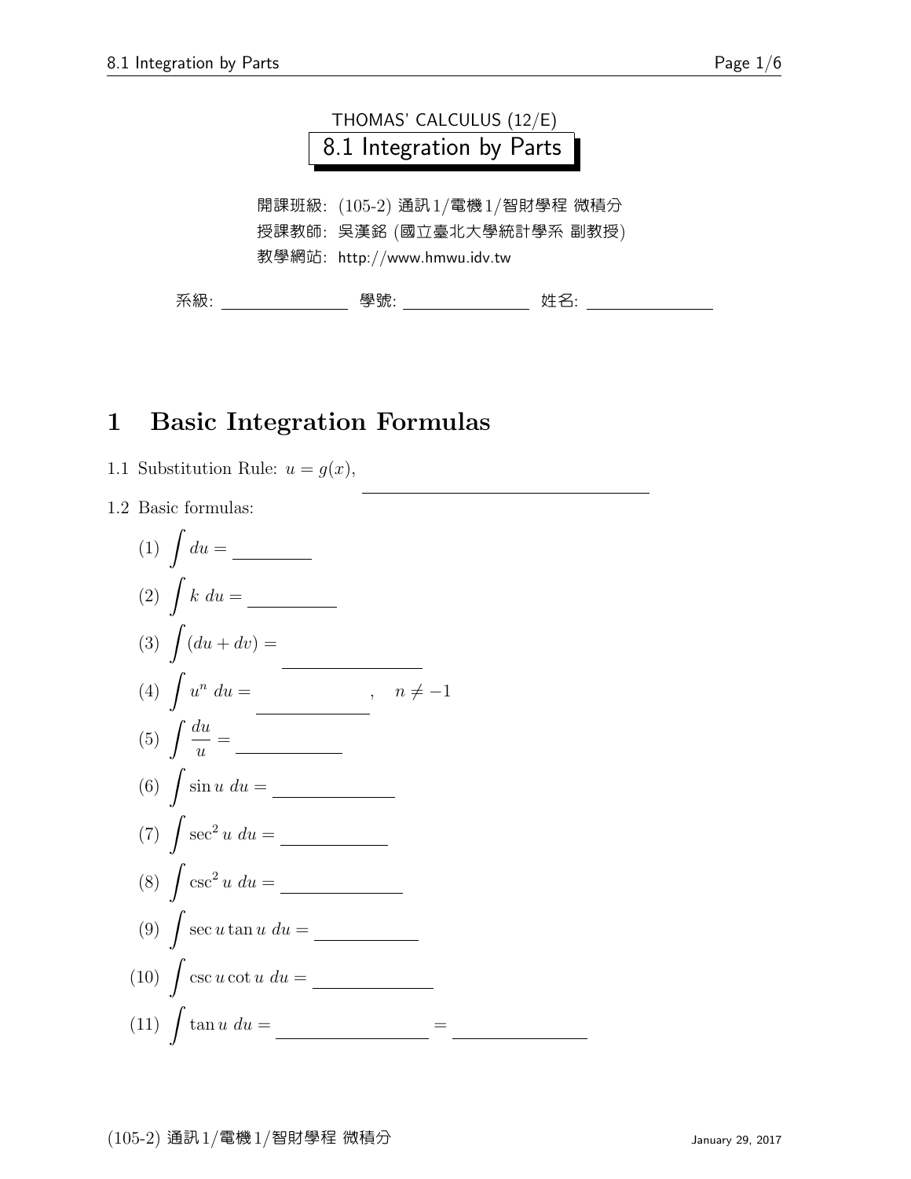THOMAS' CALCULUS (12/E)

# 8.1 Integration by Parts

開課班級: (105-2) 通訊1/電機1/智財學程 微積分

授課教師: 吳漢銘 (國立臺北大學統計學系 副教授)

教學網站: http://www.hmwu.idv.tw

系級: ______________ 學號: ______________ 姓名: ______________

## 1 Basic Integration Formulas

1.1 Substitution Rule: $u = g(x)$, ______________________________

1.2 Basic formulas:

(1) $\int du =$ ________

(2) $\int k \, du =$ ________

(3) $\int (du + dv) =$ ________

(4) $\int u^n \, du =$ ________ , $\quad n \neq -1$

(5) $\int \frac{du}{u} =$ ________

(6) $\int \sin u \, du =$ ________

(7) $\int \sec^2 u \, du =$ ________

(8) $\int \csc^2 u \, du =$ ________

(9) $\int \sec u \tan u \, du =$ ________

(10) $\int \csc u \cot u \, du =$ ________

(11) $\int \tan u \, du =$ ________ $=$ ________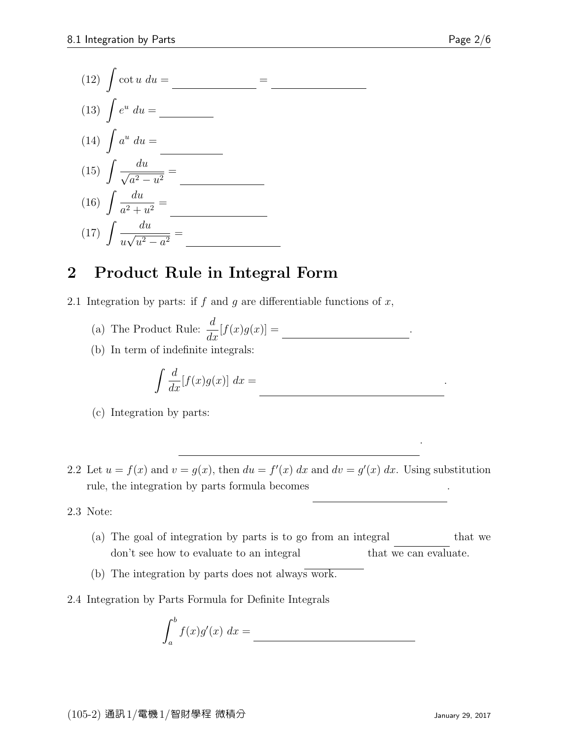(12) $\displaystyle\int \cot u \, du =$ \_\_\_\_\_\_\_\_\_\_\_\_\_\_ = \_\_\_\_\_\_\_\_\_\_\_\_\_\_\_\_

(13) $\displaystyle\int e^u \, du =$ \_\_\_\_\_\_\_\_\_\_

(14) $\displaystyle\int a^u \, du =$ \_\_\_\_\_\_\_\_\_\_\_

(15) $\displaystyle\int \frac{du}{\sqrt{a^2 - u^2}} =$ \_\_\_\_\_\_\_\_\_\_\_\_\_\_

(16) $\displaystyle\int \frac{du}{a^2 + u^2} =$ \_\_\_\_\_\_\_\_\_\_\_\_\_\_\_\_

(17) $\displaystyle\int \frac{du}{u\sqrt{u^2 - a^2}} =$ \_\_\_\_\_\_\_\_\_\_\_\_\_\_\_

## 2 Product Rule in Integral Form

2.1 Integration by parts: if $f$ and $g$ are differentiable functions of $x$,

(a) The Product Rule: $\dfrac{d}{dx}[f(x)g(x)] =$ \_\_\_\_\_\_\_\_\_\_\_\_\_\_\_\_\_\_\_\_.

(b) In term of indefinite integrals:

$$\int \frac{d}{dx}[f(x)g(x)] \, dx = \underline{\hspace{6cm}}.$$

(c) Integration by parts:

\_\_\_\_\_\_\_\_\_\_\_\_\_\_\_\_\_\_\_\_\_\_\_\_\_\_\_\_\_\_\_\_\_\_\_\_\_\_\_\_\_\_.

2.2 Let $u = f(x)$ and $v = g(x)$, then $du = f'(x)\,dx$ and $dv = g'(x)\,dx$. Using substitution rule, the integration by parts formula becomes \_\_\_\_\_\_\_\_\_\_\_\_\_\_\_\_\_\_\_\_\_\_.

2.3 Note:

(a) The goal of integration by parts is to go from an integral \_\_\_\_\_\_\_\_\_\_ that we don't see how to evaluate to an integral \_\_\_\_\_\_\_\_\_\_ that we can evaluate.

(b) The integration by parts does not always work.

2.4 Integration by Parts Formula for Definite Integrals

$$\int_a^b f(x)g'(x) \, dx = \underline{\hspace{6cm}}$$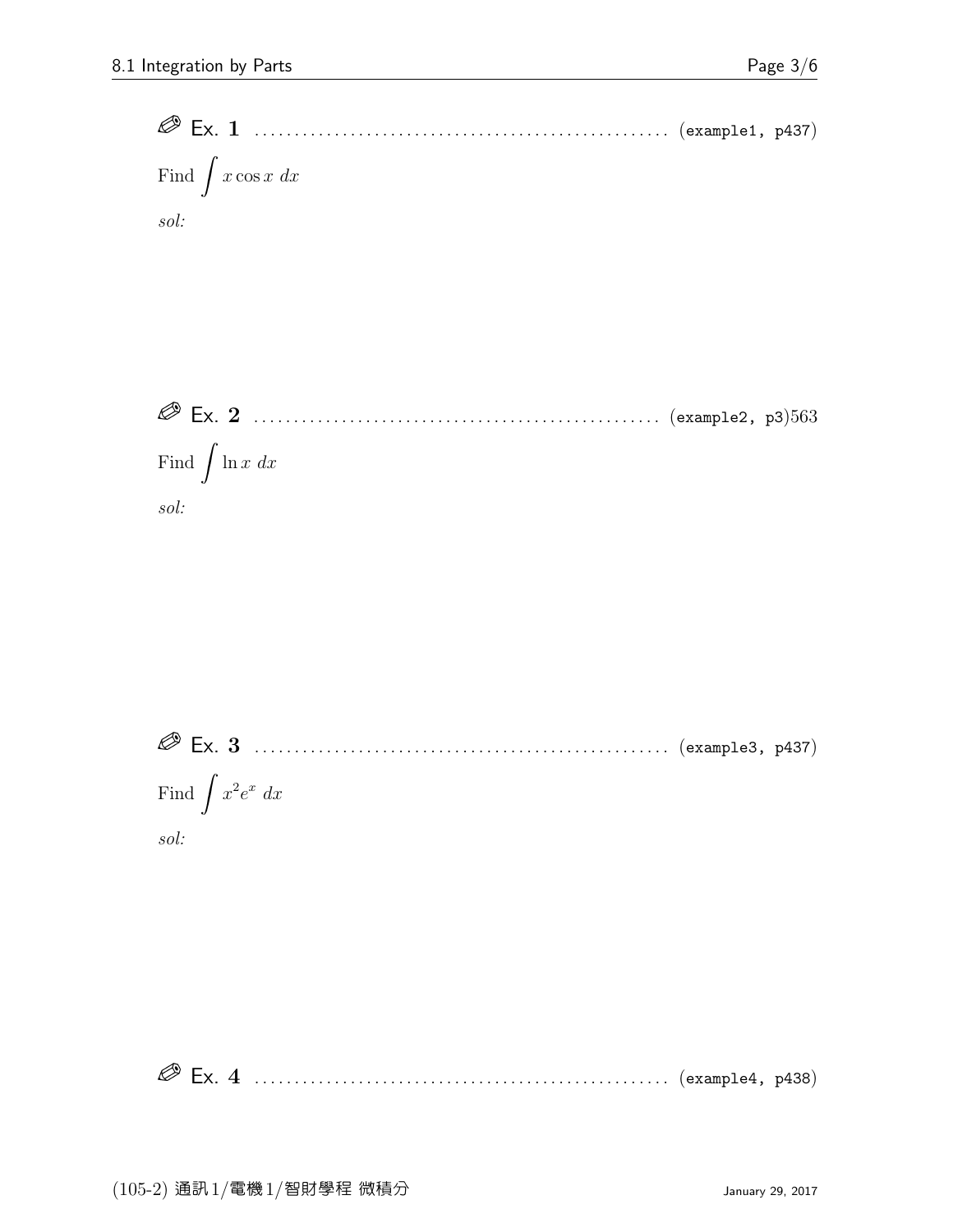✐ Ex. **1** .................................................... (example1, p437)

Find $\int x \cos x \; dx$

*sol:*

✐ Ex. **2** .................................................... (example2, p3)563

Find $\int \ln x \; dx$

*sol:*

✐ Ex. **3** .................................................... (example3, p437)

Find $\int x^2 e^x \; dx$

*sol:*

✐ Ex. **4** .................................................... (example4, p438)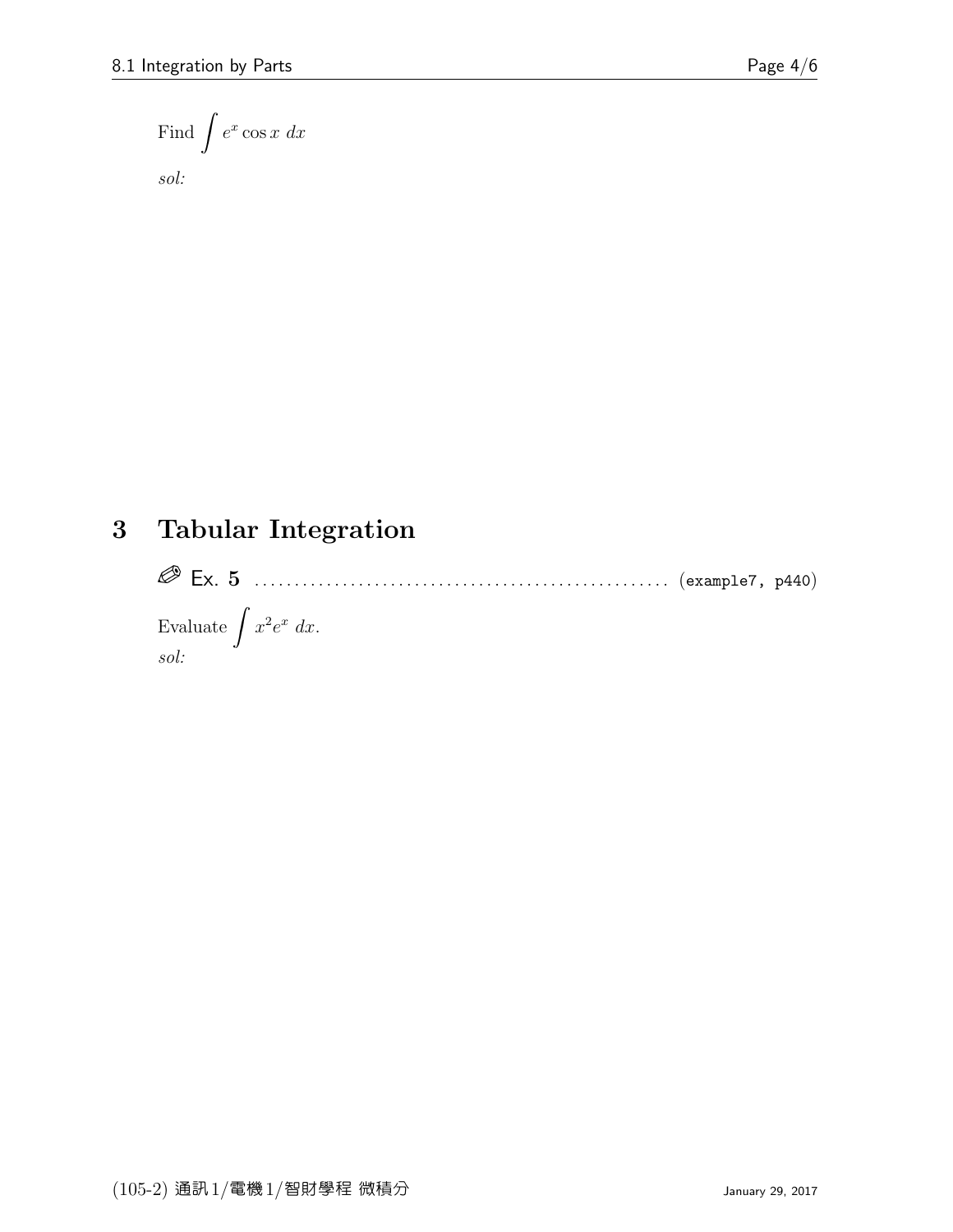Find $\displaystyle\int e^x \cos x \; dx$

*sol:*

## 3 Tabular Integration

✎ Ex. **5** .................................................. (example7, p440)

Evaluate $\displaystyle\int x^2 e^x \; dx$.

*sol:*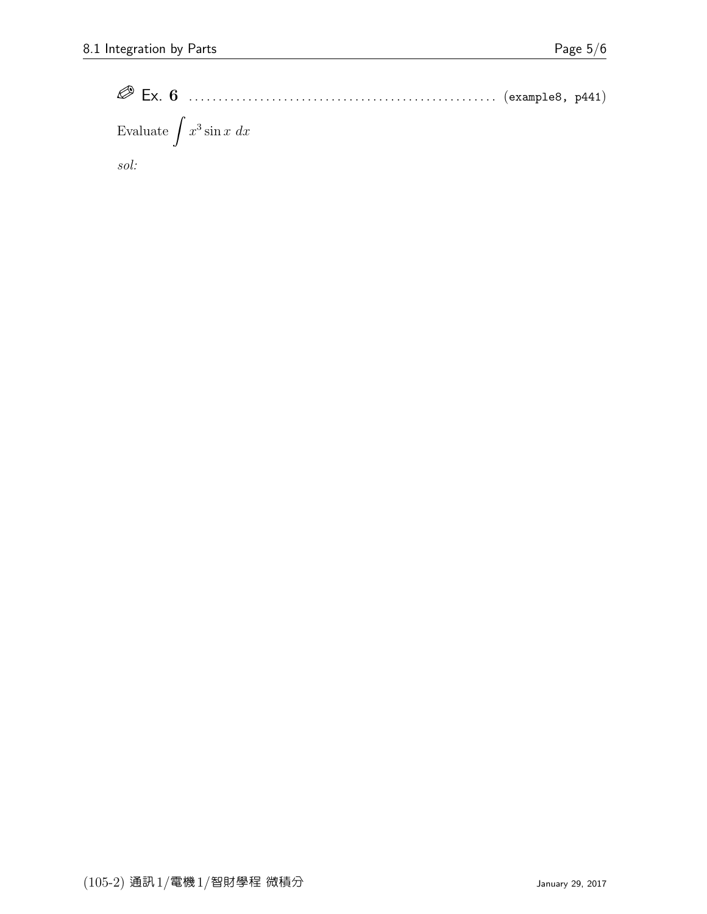✐ Ex. 6 .................................................... (example8, p441)

Evaluate $\int x^3 \sin x \; dx$

*sol:*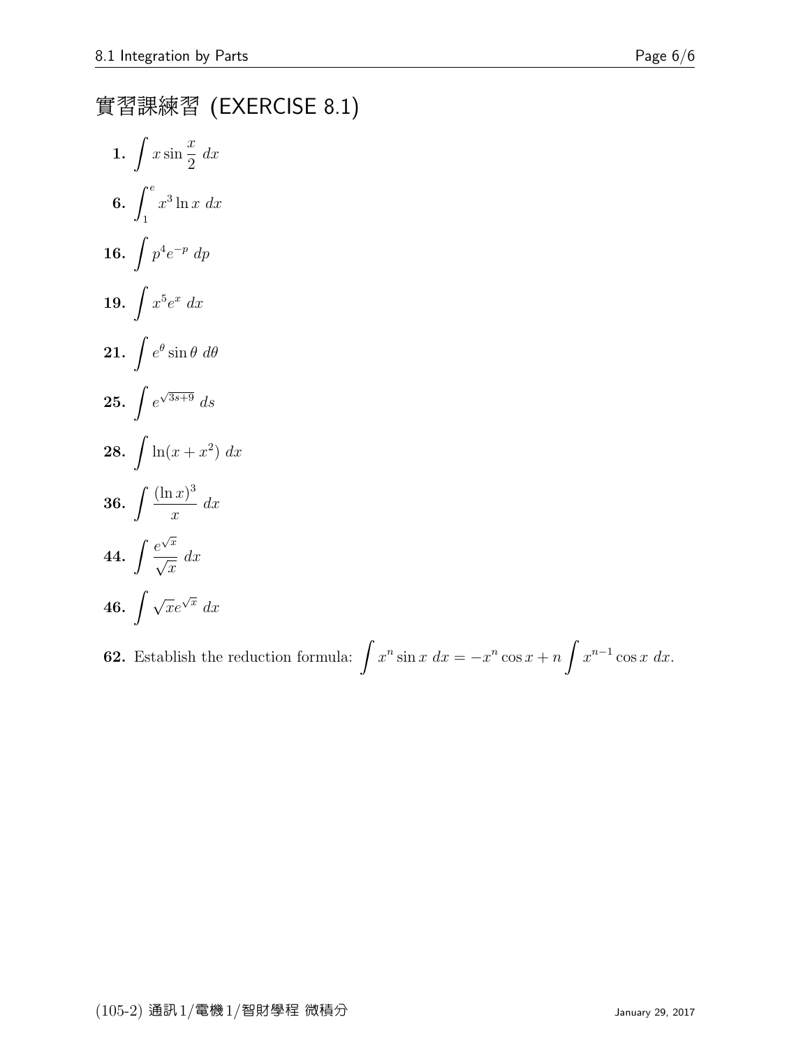# 實習課練習 (EXERCISE 8.1)

**1.** $\displaystyle\int x \sin \frac{x}{2}\ dx$

**6.** $\displaystyle\int_1^e x^3 \ln x\ dx$

**16.** $\displaystyle\int p^4 e^{-p}\ dp$

**19.** $\displaystyle\int x^5 e^x\ dx$

**21.** $\displaystyle\int e^\theta \sin \theta\ d\theta$

**25.** $\displaystyle\int e^{\sqrt{3s+9}}\ ds$

**28.** $\displaystyle\int \ln(x + x^2)\ dx$

**36.** $\displaystyle\int \frac{(\ln x)^3}{x}\ dx$

**44.** $\displaystyle\int \frac{e^{\sqrt{x}}}{\sqrt{x}}\ dx$

**46.** $\displaystyle\int \sqrt{x} e^{\sqrt{x}}\ dx$

**62.** Establish the reduction formula: $\displaystyle\int x^n \sin x\ dx = -x^n \cos x + n \int x^{n-1} \cos x\ dx.$